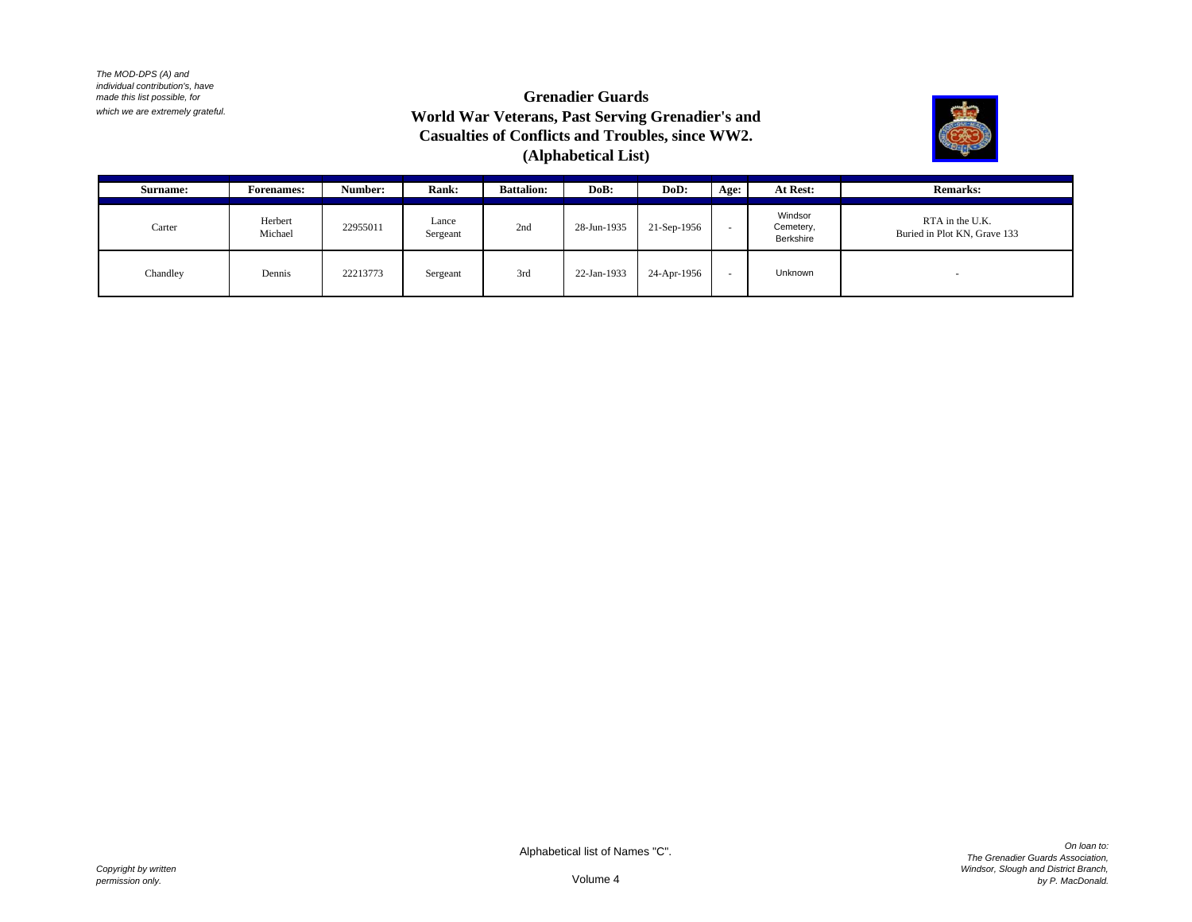*The MOD-DPS (A) and individual contribution's, have made this list possible, for which we are extremely grateful.*

# Grenadier Guards
## World War Veterans, Past Serving Grenadier's and Casualties of Conflicts and Troubles, since WW2.
## (Alphabetical List)

| Surname: | Forenames: | Number: | Rank: | Battalion: | DoB: | DoD: | Age: | At Rest: | Remarks: |
|---|---|---|---|---|---|---|---|---|---|
| Carter | Herbert Michael | 22955011 | Lance Sergeant | 2nd | 28-Jun-1935 | 21-Sep-1956 | - | Windsor Cemetery, Berkshire | RTA in the U.K. Buried in Plot KN, Grave 133 |
| Chandley | Dennis | 22213773 | Sergeant | 3rd | 22-Jan-1933 | 24-Apr-1956 | - | Unknown | - |

Alphabetical list of Names "C".

Volume 4

*Copyright by written permission only.*

*On loan to: The Grenadier Guards Association, Windsor, Slough and District Branch, by P. MacDonald.*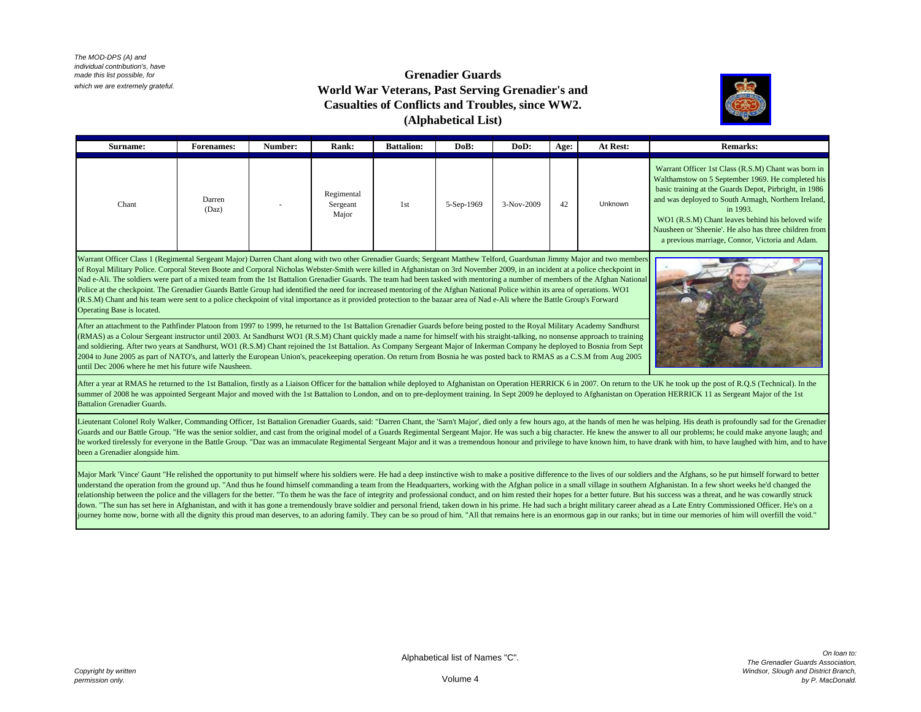*The MOD-DPS (A) and individual contribution's, have made this list possible, for which we are extremely grateful.*

# Grenadier Guards
## World War Veterans, Past Serving Grenadier's and Casualties of Conflicts and Troubles, since WW2.
## (Alphabetical List)

| Surname: | Forenames: | Number: | Rank: | Battalion: | DoB: | DoD: | Age: | At Rest: | Remarks: |
|---|---|---|---|---|---|---|---|---|---|
| Chant | Darren (Daz) | - | Regimental Sergeant Major | 1st | 5-Sep-1969 | 3-Nov-2009 | 42 | Unknown | Warrant Officer 1st Class (R.S.M) Chant was born in Walthamstow on 5 September 1969. He completed his basic training at the Guards Depot, Pirbright, in 1986 and was deployed to South Armagh, Northern Ireland, in 1993. WO1 (R.S.M) Chant leaves behind his beloved wife Nausheen or 'Sheenie'. He also has three children from a previous marriage, Connor, Victoria and Adam. |

Warrant Officer Class 1 (Regimental Sergeant Major) Darren Chant along with two other Grenadier Guards; Sergeant Matthew Telford, Guardsman Jimmy Major and two members of Royal Military Police. Corporal Steven Boote and Corporal Nicholas Webster-Smith were killed in Afghanistan on 3rd November 2009, in an incident at a police checkpoint in Nad e-Ali. The soldiers were part of a mixed team from the 1st Battalion Grenadier Guards. The team had been tasked with mentoring a number of members of the Afghan National Police at the checkpoint. The Grenadier Guards Battle Group had identified the need for increased mentoring of the Afghan National Police within its area of operations. WO1 (R.S.M) Chant and his team were sent to a police checkpoint of vital importance as it provided protection to the bazaar area of Nad e-Ali where the Battle Group's Forward Operating Base is located.

After an attachment to the Pathfinder Platoon from 1997 to 1999, he returned to the 1st Battalion Grenadier Guards before being posted to the Royal Military Academy Sandhurst (RMAS) as a Colour Sergeant instructor until 2003. At Sandhurst WO1 (R.S.M) Chant quickly made a name for himself with his straight-talking, no nonsense approach to training and soldiering. After two years at Sandhurst, WO1 (R.S.M) Chant rejoined the 1st Battalion. As Company Sergeant Major of Inkerman Company he deployed to Bosnia from Sept 2004 to June 2005 as part of NATO's, and latterly the European Union's, peacekeeping operation. On return from Bosnia he was posted back to RMAS as a C.S.M from Aug 2005 until Dec 2006 where he met his future wife Nausheen.

After a year at RMAS he returned to the 1st Battalion, firstly as a Liaison Officer for the battalion while deployed to Afghanistan on Operation HERRICK 6 in 2007. On return to the UK he took up the post of R.Q.S (Technical). In the summer of 2008 he was appointed Sergeant Major and moved with the 1st Battalion to London, and on to pre-deployment training. In Sept 2009 he deployed to Afghanistan on Operation HERRICK 11 as Sergeant Major of the 1st Battalion Grenadier Guards.

Lieutenant Colonel Roly Walker, Commanding Officer, 1st Battalion Grenadier Guards, said: "Darren Chant, the 'Sarn't Major', died only a few hours ago, at the hands of men he was helping. His death is profoundly sad for the Grenadier Guards and our Battle Group. "He was the senior soldier, and cast from the original model of a Guards Regimental Sergeant Major. He was such a big character. He knew the answer to all our problems; he could make anyone laugh; and he worked tirelessly for everyone in the Battle Group. "Daz was an immaculate Regimental Sergeant Major and it was a tremendous honour and privilege to have known him, to have drank with him, to have laughed with him, and to have been a Grenadier alongside him.

Major Mark 'Vince' Gaunt "He relished the opportunity to put himself where his soldiers were. He had a deep instinctive wish to make a positive difference to the lives of our soldiers and the Afghans, so he put himself forward to better understand the operation from the ground up. "And thus he found himself commanding a team from the Headquarters, working with the Afghan police in a small village in southern Afghanistan. In a few short weeks he'd changed the relationship between the police and the villagers for the better. "To them he was the face of integrity and professional conduct, and on him rested their hopes for a better future. But his success was a threat, and he was cowardly struck down. "The sun has set here in Afghanistan, and with it has gone a tremendously brave soldier and personal friend, taken down in his prime. He had such a bright military career ahead as a Late Entry Commissioned Officer. He's on a journey home now, borne with all the dignity this proud man deserves, to an adoring family. They can be so proud of him. "All that remains here is an enormous gap in our ranks; but in time our memories of him will overfill the void."

Alphabetical list of Names "C".

Volume 4

*Copyright by written permission only.*

*On loan to: The Grenadier Guards Association, Windsor, Slough and District Branch, by P. MacDonald.*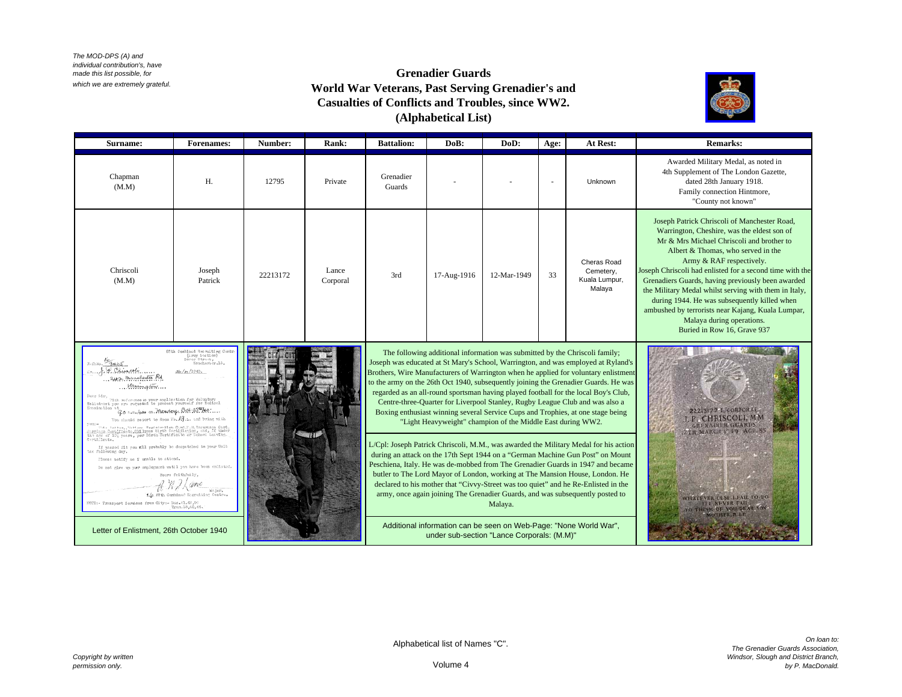*The MOD-DPS (A) and individual contribution's, have made this list possible, for which we are extremely grateful.*

# Grenadier Guards
## World War Veterans, Past Serving Grenadier's and Casualties of Conflicts and Troubles, since WW2.
## (Alphabetical List)

| Surname: | Forenames: | Number: | Rank: | Battalion: | DoB: | DoD: | Age: | At Rest: | Remarks: |
|---|---|---|---|---|---|---|---|---|---|
| Chapman (M.M) | H. | 12795 | Private | Grenadier Guards | - | - | - | Unknown | Awarded Military Medal, as noted in 4th Supplement of The London Gazette, dated 28th January 1918. Family connection Hintmore, "County not known" |
| Chriscoli (M.M) | Joseph Patrick | 22213172 | Lance Corporal | 3rd | 17-Aug-1916 | 12-Mar-1949 | 33 | Cheras Road Cemetery, Kuala Lumpur, Malaya | Joseph Patrick Chriscoli of Manchester Road, Warrington, Cheshire, was the eldest son of Mr & Mrs Michael Chriscoli and brother to Albert & Thomas, who served in the Army & RAF respectively. Joseph Chriscoli had enlisted for a second time with the Grenadiers Guards, having previously been awarded the Military Medal whilst serving with them in Italy, during 1944. He was subsequently killed when ambushed by terrorists near Kajang, Kuala Lumpar, Malaya during operations. Buried in Row 16, Grave 937 |

Letter of Enlistment, 26th October 1940

The following additional information was submitted by the Chriscoli family; Joseph was educated at St Mary's School, Warrington, and was employed at Ryland's Brothers, Wire Manufacturers of Warrington when he applied for voluntary enlistment to the army on the 26th Oct 1940, subsequently joining the Grenadier Guards. He was regarded as an all-round sportsman having played football for the local Boy's Club, Centre-three-Quarter for Liverpool Stanley, Rugby League Club and was also a Boxing enthusiast winning several Service Cups and Trophies, at one stage being "Light Heavyweight" champion of the Middle East during WW2.

L/Cpl: Joseph Patrick Chriscoli, M.M., was awarded the Military Medal for his action during an attack on the 17th Sept 1944 on a "German Machine Gun Post" on Mount Peschiena, Italy. He was de-mobbed from The Grenadier Guards in 1947 and became butler to The Lord Mayor of London, working at The Mansion House, London. He declared to his mother that "Civvy-Street was too quiet" and he Re-Enlisted in the army, once again joining The Grenadier Guards, and was subsequently posted to Malaya.

Additional information can be seen on Web-Page: "None World War", under sub-section "Lance Corporals: (M.M)"

Alphabetical list of Names "C".

Volume 4

*Copyright by written permission only.*

*On loan to: The Grenadier Guards Association, Windsor, Slough and District Branch, by P. MacDonald.*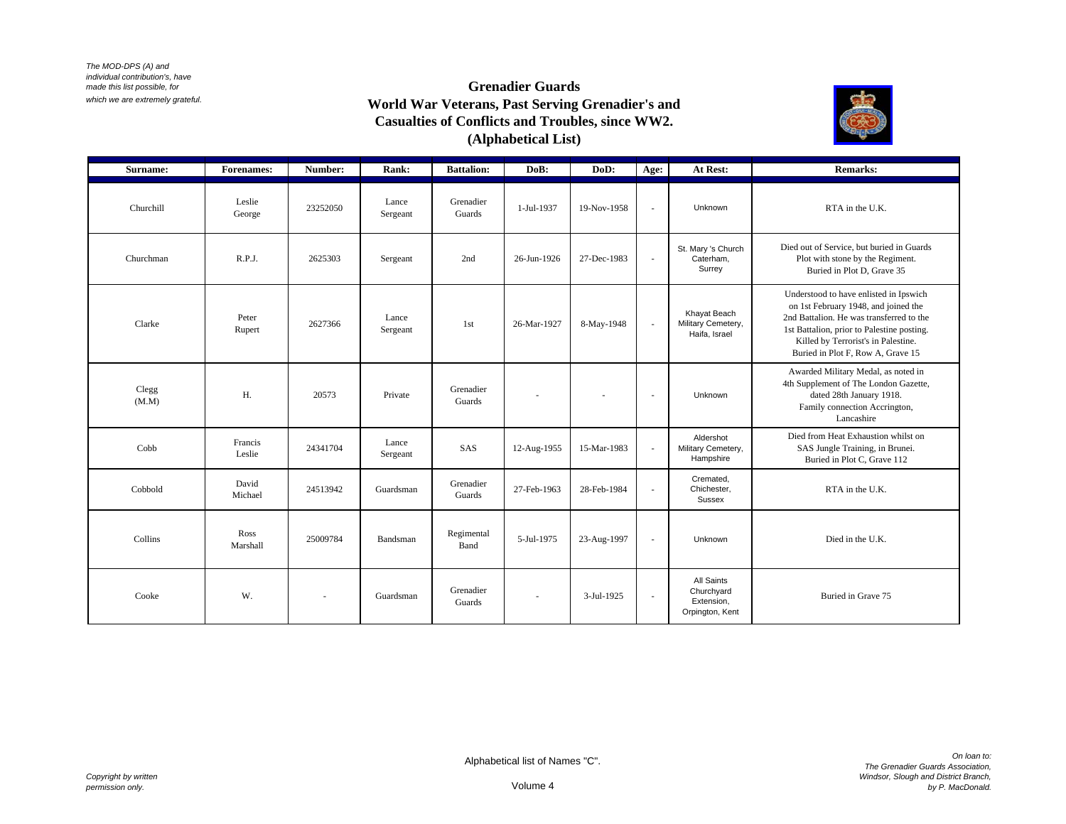*The MOD-DPS (A) and individual contribution's, have made this list possible, for which we are extremely grateful.*

# Grenadier Guards
## World War Veterans, Past Serving Grenadier's and Casualties of Conflicts and Troubles, since WW2.
## (Alphabetical List)

| Surname: | Forenames: | Number: | Rank: | Battalion: | DoB: | DoD: | Age: | At Rest: | Remarks: |
|---|---|---|---|---|---|---|---|---|---|
| Churchill | Leslie George | 23252050 | Lance Sergeant | Grenadier Guards | 1-Jul-1937 | 19-Nov-1958 | - | Unknown | RTA in the U.K. |
| Churchman | R.P.J. | 2625303 | Sergeant | 2nd | 26-Jun-1926 | 27-Dec-1983 | - | St. Mary 's Church Caterham, Surrey | Died out of Service, but buried in Guards Plot with stone by the Regiment. Buried in Plot D, Grave 35 |
| Clarke | Peter Rupert | 2627366 | Lance Sergeant | 1st | 26-Mar-1927 | 8-May-1948 | - | Khayat Beach Military Cemetery, Haifa, Israel | Understood to have enlisted in Ipswich on 1st February 1948, and joined the 2nd Battalion. He was transferred to the 1st Battalion, prior to Palestine posting. Killed by Terrorist's in Palestine. Buried in Plot F, Row A, Grave 15 |
| Clegg (M.M) | H. | 20573 | Private | Grenadier Guards | - | - | - | Unknown | Awarded Military Medal, as noted in 4th Supplement of The London Gazette, dated 28th January 1918. Family connection Accrington, Lancashire |
| Cobb | Francis Leslie | 24341704 | Lance Sergeant | SAS | 12-Aug-1955 | 15-Mar-1983 | - | Aldershot Military Cemetery, Hampshire | Died from Heat Exhaustion whilst on SAS Jungle Training, in Brunei. Buried in Plot C, Grave 112 |
| Cobbold | David Michael | 24513942 | Guardsman | Grenadier Guards | 27-Feb-1963 | 28-Feb-1984 | - | Cremated, Chichester, Sussex | RTA in the U.K. |
| Collins | Ross Marshall | 25009784 | Bandsman | Regimental Band | 5-Jul-1975 | 23-Aug-1997 | - | Unknown | Died in the U.K. |
| Cooke | W. | - | Guardsman | Grenadier Guards | - | 3-Jul-1925 | - | All Saints Churchyard Extension, Orpington, Kent | Buried in Grave 75 |

Alphabetical list of Names "C".

Volume 4

*Copyright by written permission only.*

*On loan to: The Grenadier Guards Association, Windsor, Slough and District Branch, by P. MacDonald.*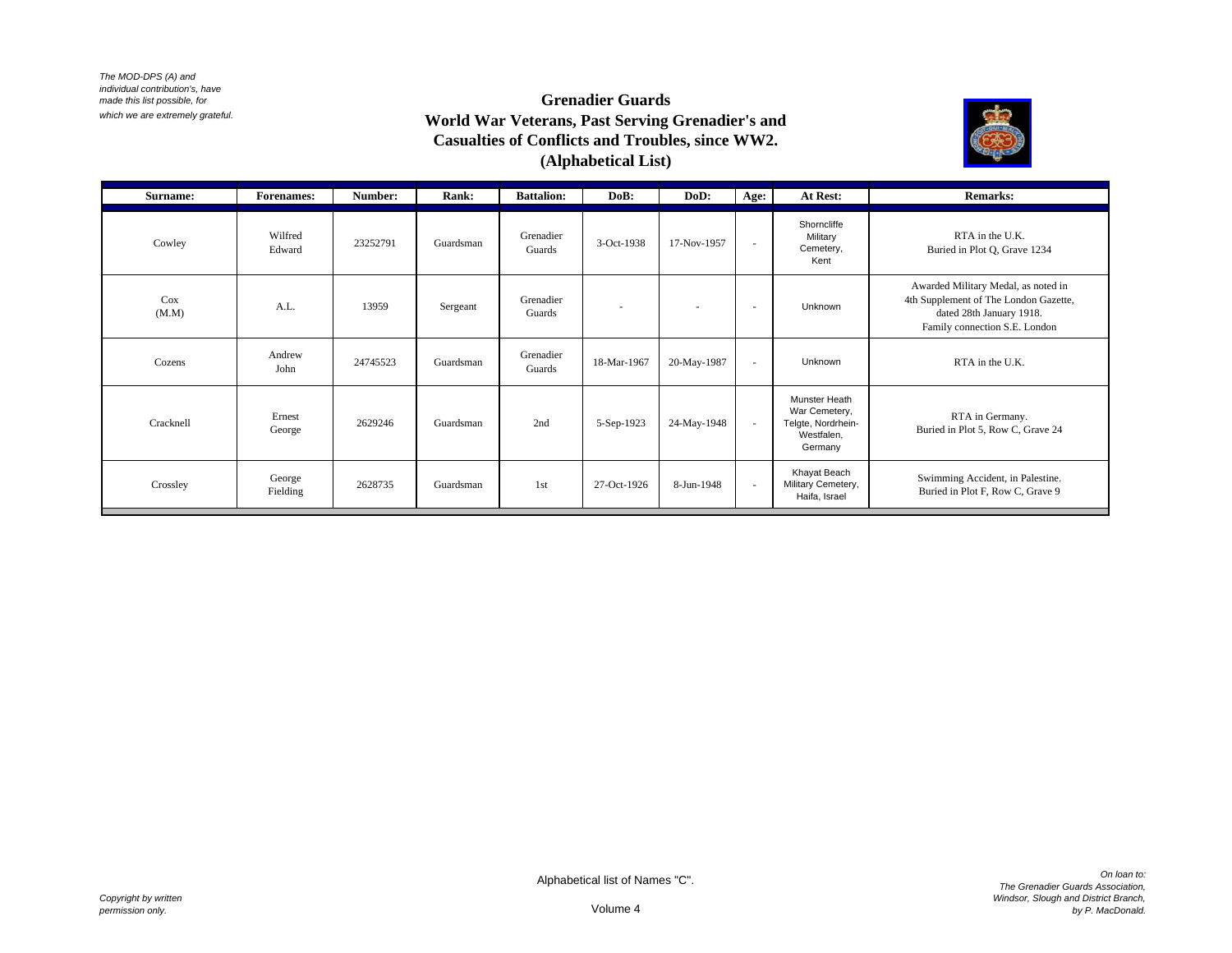*The MOD-DPS (A) and individual contribution's, have made this list possible, for which we are extremely grateful.*

# Grenadier Guards
## World War Veterans, Past Serving Grenadier's and Casualties of Conflicts and Troubles, since WW2.
## (Alphabetical List)

| Surname: | Forenames: | Number: | Rank: | Battalion: | DoB: | DoD: | Age: | At Rest: | Remarks: |
|---|---|---|---|---|---|---|---|---|---|
| Cowley | Wilfred Edward | 23252791 | Guardsman | Grenadier Guards | 3-Oct-1938 | 17-Nov-1957 | - | Shorncliffe Military Cemetery, Kent | RTA in the U.K. Buried in Plot Q, Grave 1234 |
| Cox (M.M) | A.L. | 13959 | Sergeant | Grenadier Guards | - | - | - | Unknown | Awarded Military Medal, as noted in 4th Supplement of The London Gazette, dated 28th January 1918. Family connection S.E. London |
| Cozens | Andrew John | 24745523 | Guardsman | Grenadier Guards | 18-Mar-1967 | 20-May-1987 | - | Unknown | RTA in the U.K. |
| Cracknell | Ernest George | 2629246 | Guardsman | 2nd | 5-Sep-1923 | 24-May-1948 | - | Munster Heath War Cemetery, Telgte, Nordrhein-Westfalen, Germany | RTA in Germany. Buried in Plot 5, Row C, Grave 24 |
| Crossley | George Fielding | 2628735 | Guardsman | 1st | 27-Oct-1926 | 8-Jun-1948 | - | Khayat Beach Military Cemetery, Haifa, Israel | Swimming Accident, in Palestine. Buried in Plot F, Row C, Grave 9 |

Alphabetical list of Names "C".

Volume 4

*Copyright by written permission only.*

*On loan to: The Grenadier Guards Association, Windsor, Slough and District Branch, by P. MacDonald.*